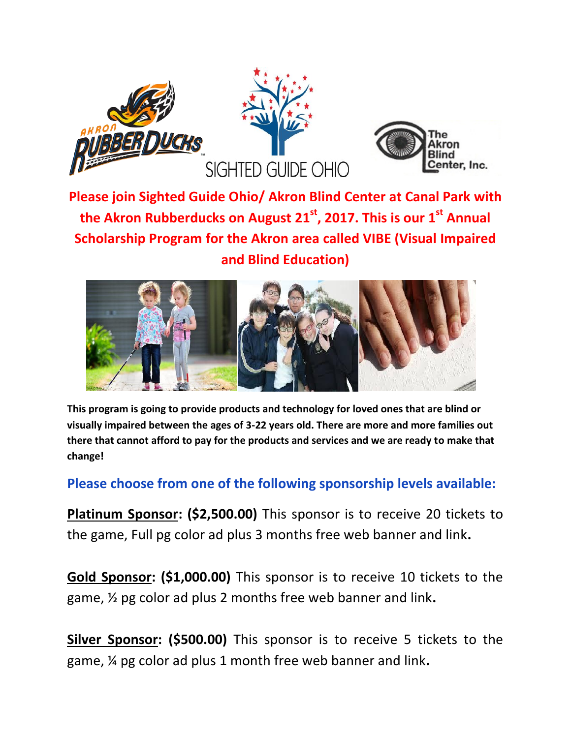**Please join Sighted Guide Ohio/ Akron Blind Center at Canal Park with the Akron Rubberducks on August 21st, 2017. This is our 1st Annual Scholarship Program for the Akron area called VIBE (Visual Impaired and Blind Education)**

**This program is going to provide products and technology for loved ones that are blind or visually impaired between the ages of 3-22 years old. There are more and more families out there that cannot afford to pay for the products and services and we are ready to make that change!**

## Please choose from one of the following sponsorship levels available:

**Platinum Sponsor: ($2,500.00)** This sponsor is to receive 20 tickets to the game, Full pg color ad plus 3 months free web banner and link**.**

**Gold Sponsor: ($1,000.00)** This sponsor is to receive 10 tickets to the game, ½ pg color ad plus 2 months free web banner and link**.**

**Silver Sponsor: ($500.00)** This sponsor is to receive 5 tickets to the game, ¼ pg color ad plus 1 month free web banner and link**.**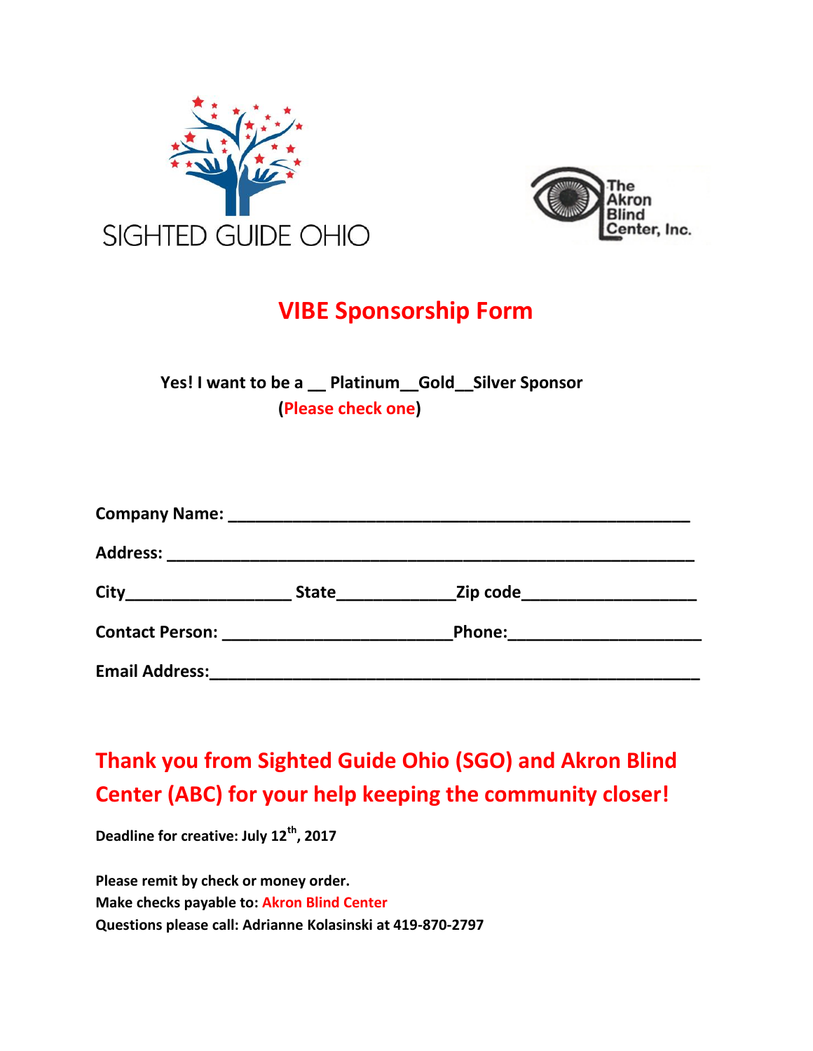SIGHTED GUIDE OHIO

The Akron Blind Center, Inc.

# VIBE Sponsorship Form

**Yes! I want to be a __ Platinum__Gold__Silver Sponsor**
**(Please check one)**

**Company Name:** ___________________________________________________

**Address:** ________________________________________________________

**City**__________________ **State**_____________**Zip code**___________________

**Contact Person:** _________________________**Phone:**_____________________

**Email Address:**_____________________________________________________

## Thank you from Sighted Guide Ohio (SGO) and Akron Blind Center (ABC) for your help keeping the community closer!

**Deadline for creative: July 12th, 2017**

**Please remit by check or money order.**
**Make checks payable to: Akron Blind Center**
**Questions please call: Adrianne Kolasinski at 419-870-2797**